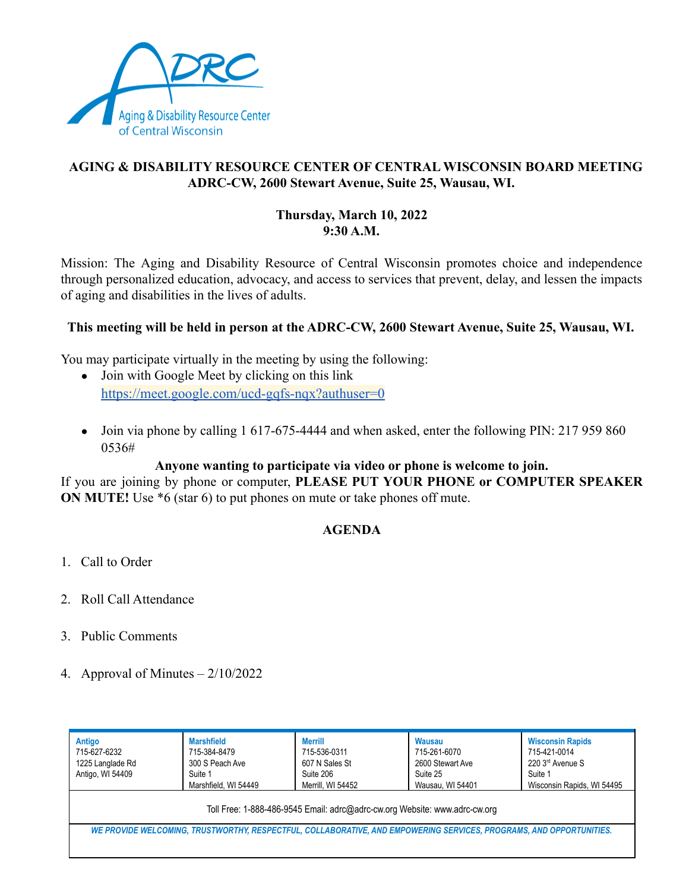# AGING & DISABILITY RESOURCE CENTER OF CENTRAL WISCONSIN BOARD MEETING
## ADRC-CW, 2600 Stewart Avenue, Suite 25, Wausau, WI.

**Thursday, March 10, 2022**
**9:30 A.M.**

Mission: The Aging and Disability Resource of Central Wisconsin promotes choice and independence through personalized education, advocacy, and access to services that prevent, delay, and lessen the impacts of aging and disabilities in the lives of adults.

**This meeting will be held in person at the ADRC-CW, 2600 Stewart Avenue, Suite 25, Wausau, WI.**

You may participate virtually in the meeting by using the following:

- Join with Google Meet by clicking on this link https://meet.google.com/ucd-gqfs-nqx?authuser=0
- Join via phone by calling 1 617-675-4444 and when asked, enter the following PIN: 217 959 860 0536#

**Anyone wanting to participate via video or phone is welcome to join.**

If you are joining by phone or computer, **PLEASE PUT YOUR PHONE or COMPUTER SPEAKER ON MUTE!** Use *6 (star 6) to put phones on mute or take phones off mute.

## AGENDA

1. Call to Order
2. Roll Call Attendance
3. Public Comments
4. Approval of Minutes – 2/10/2022

| Antigo | Marshfield | Merrill | Wausau | Wisconsin Rapids |
|---|---|---|---|---|
| 715-627-6232 | 715-384-8479 | 715-536-0311 | 715-261-6070 | 715-421-0014 |
| 1225 Langlade Rd | 300 S Peach Ave | 607 N Sales St | 2600 Stewart Ave | 220 3rd Avenue S |
| Antigo, WI 54409 | Suite 1 | Suite 206 | Suite 25 | Suite 1 |
| | Marshfield, WI 54449 | Merrill, WI 54452 | Wausau, WI 54401 | Wisconsin Rapids, WI 54495 |

Toll Free: 1-888-486-9545 Email: adrc@adrc-cw.org Website: www.adrc-cw.org

***WE PROVIDE WELCOMING, TRUSTWORTHY, RESPECTFUL, COLLABORATIVE, AND EMPOWERING SERVICES, PROGRAMS, AND OPPORTUNITIES.***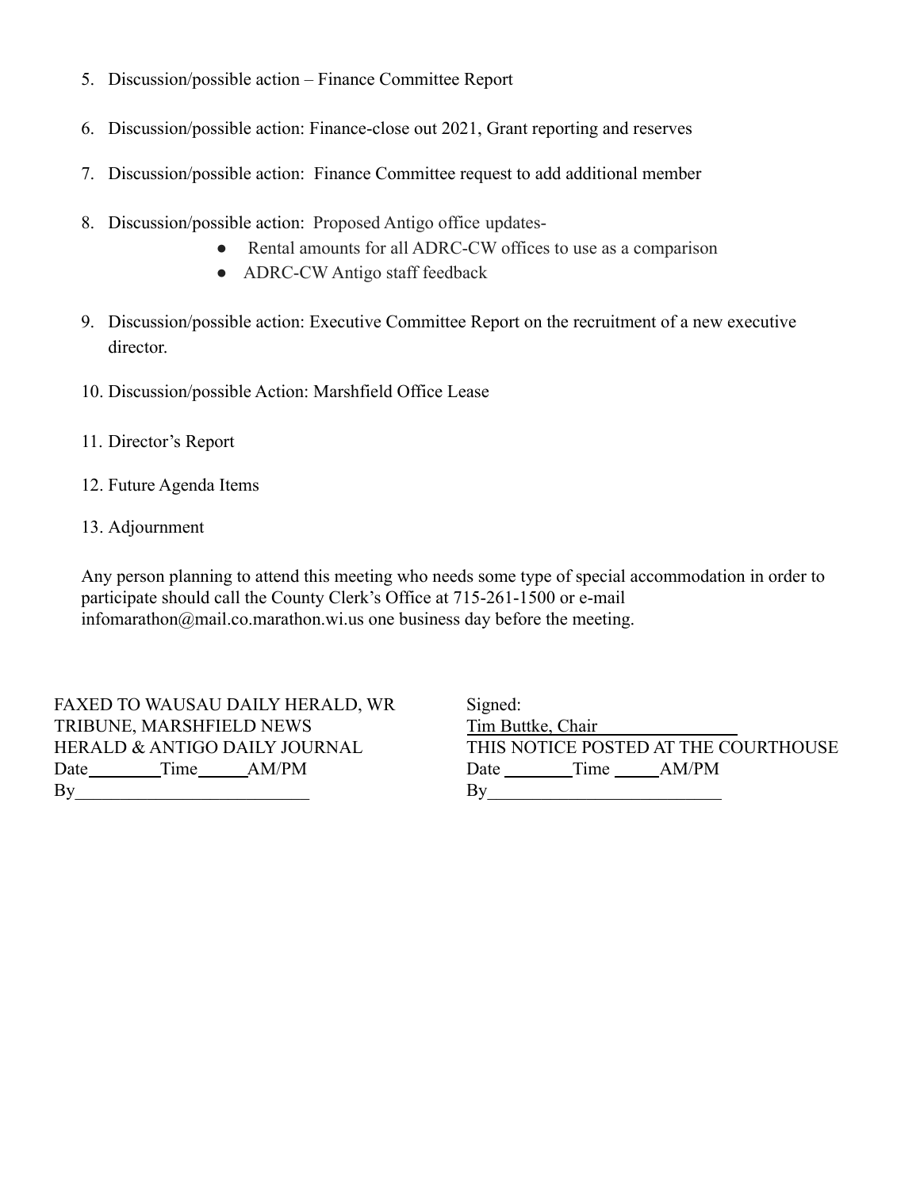5. Discussion/possible action – Finance Committee Report

6. Discussion/possible action: Finance-close out 2021, Grant reporting and reserves

7. Discussion/possible action: Finance Committee request to add additional member

8. Discussion/possible action: Proposed Antigo office updates-
   - Rental amounts for all ADRC-CW offices to use as a comparison
   - ADRC-CW Antigo staff feedback

9. Discussion/possible action: Executive Committee Report on the recruitment of a new executive director.

10. Discussion/possible Action: Marshfield Office Lease

11. Director's Report

12. Future Agenda Items

13. Adjournment

Any person planning to attend this meeting who needs some type of special accommodation in order to participate should call the County Clerk's Office at 715-261-1500 or e-mail infomarathon@mail.co.marathon.wi.us one business day before the meeting.

FAXED TO WAUSAU DAILY HERALD, WR TRIBUNE, MARSHFIELD NEWS HERALD & ANTIGO DAILY JOURNAL
Date________Time_____AM/PM
By_________________________

Signed:
Tim Buttke, Chair
THIS NOTICE POSTED AT THE COURTHOUSE
Date ________Time _____AM/PM
By_________________________